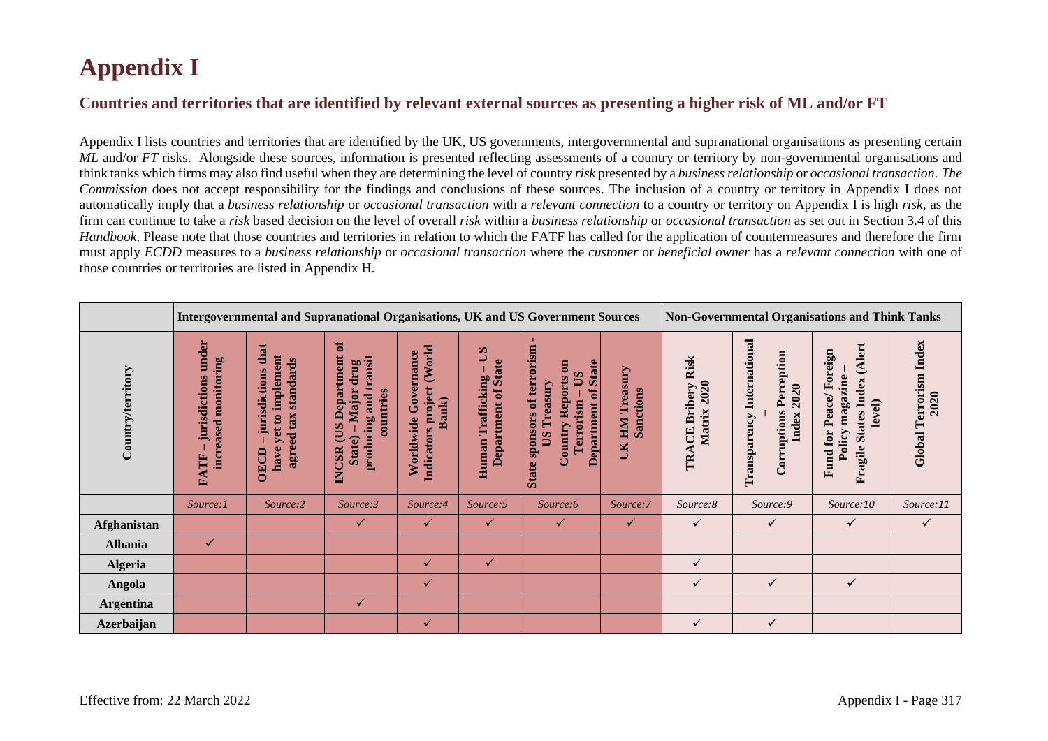# Appendix I

## Countries and territories that are identified by relevant external sources as presenting a higher risk of ML and/or FT

Appendix I lists countries and territories that are identified by the UK, US governments, intergovernmental and supranational organisations as presenting certain *ML* and/or *FT* risks. Alongside these sources, information is presented reflecting assessments of a country or territory by non-governmental organisations and think tanks which firms may also find useful when they are determining the level of country *risk* presented by a *business relationship* or *occasional transaction*. *The Commission* does not accept responsibility for the findings and conclusions of these sources. The inclusion of a country or territory in Appendix I does not automatically imply that a *business relationship* or *occasional transaction* with a *relevant connection* to a country or territory on Appendix I is high *risk*, as the firm can continue to take a *risk* based decision on the level of overall *risk* within a *business relationship* or *occasional transaction* as set out in Section 3.4 of this *Handbook*. Please note that those countries and territories in relation to which the FATF has called for the application of countermeasures and therefore the firm must apply *ECDD* measures to a *business relationship* or *occasional transaction* where the *customer* or *beneficial owner* has a *relevant connection* with one of those countries or territories are listed in Appendix H.

| | Intergovernmental and Supranational Organisations, UK and US Government Sources | | | | | | | Non-Governmental Organisations and Think Tanks | | | |
|---|---|---|---|---|---|---|---|---|---|---|---|
| **Country/territory** | **FATF – jurisdictions under increased monitoring** | **OECD – jurisdictions that have yet to implement agreed tax standards** | **INCSR (US Department of State) – Major drug producing and transit countries** | **Worldwide Governance Indicators project (World Bank)** | **Human Trafficking – US Department of State** | **State sponsors of terrorism - US Treasury Country Reports on Terrorism – US Department of State** | **UK HM Treasury Sanctions** | **TRACE Bribery Risk Matrix 2020** | **Transparency International – Corruptions Perception Index 2020** | **Fund for Peace/ Foreign Policy magazine – Fragile States Index (Alert level)** | **Global Terrorism Index 2020** |
| | *Source:1* | *Source:2* | *Source:3* | *Source:4* | *Source:5* | *Source:6* | *Source:7* | *Source:8* | *Source:9* | *Source:10* | *Source:11* |
| **Afghanistan** | | | ✓ | ✓ | ✓ | ✓ | ✓ | ✓ | ✓ | ✓ | ✓ |
| **Albania** | ✓ | | | | | | | | | | |
| **Algeria** | | | | ✓ | ✓ | | | ✓ | | | |
| **Angola** | | | | ✓ | | | | ✓ | ✓ | ✓ | |
| **Argentina** | | | ✓ | | | | | | | | |
| **Azerbaijan** | | | | ✓ | | | | ✓ | ✓ | | |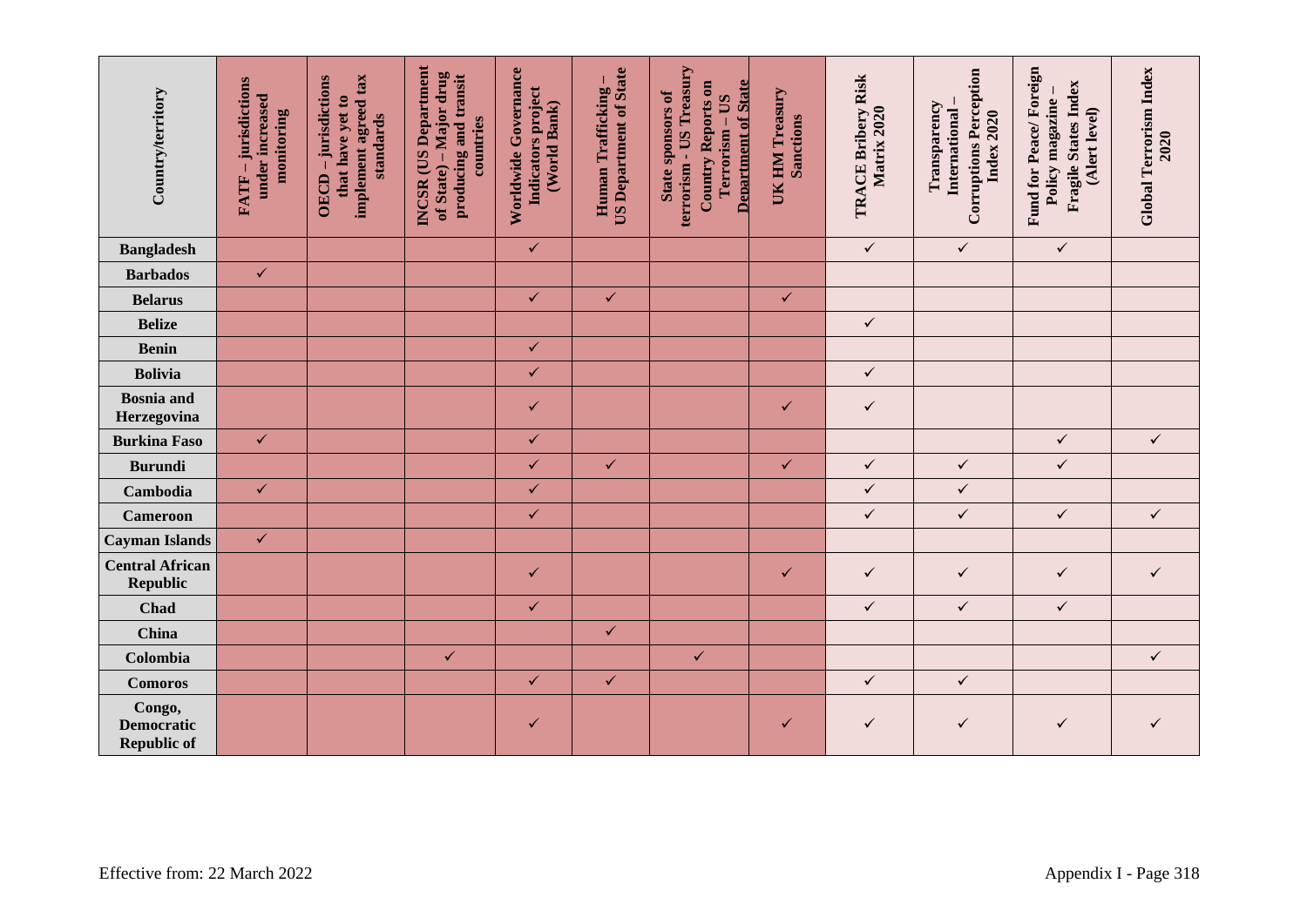| Country/territory | FATF – jurisdictions under increased monitoring | OECD – jurisdictions that have yet to implement agreed tax standards | INCSR (US Department of State) – Major drug producing and transit countries | Worldwide Governance Indicators project (World Bank) | Human Trafficking – US Department of State | State sponsors of terrorism - US Treasury Country Reports on Terrorism – US Department of State | UK HM Treasury Sanctions | TRACE Bribery Risk Matrix 2020 | Transparency International – Corruptions Perception Index 2020 | Fund for Peace/ Foreign Policy magazine – Fragile States Index (Alert level) | Global Terrorism Index 2020 |
|---|---|---|---|---|---|---|---|---|---|---|---|
| **Bangladesh** | | | | ✓ | | | | ✓ | ✓ | ✓ | |
| **Barbados** | ✓ | | | | | | | | | | |
| **Belarus** | | | | ✓ | ✓ | | ✓ | | | | |
| **Belize** | | | | | | | | ✓ | | | |
| **Benin** | | | | ✓ | | | | | | | |
| **Bolivia** | | | | ✓ | | | | ✓ | | | |
| **Bosnia and Herzegovina** | | | | ✓ | | | ✓ | ✓ | | | |
| **Burkina Faso** | ✓ | | | ✓ | | | | | | ✓ | ✓ |
| **Burundi** | | | | ✓ | ✓ | | ✓ | ✓ | ✓ | ✓ | |
| **Cambodia** | ✓ | | | ✓ | | | | ✓ | ✓ | | |
| **Cameroon** | | | | ✓ | | | | ✓ | ✓ | ✓ | ✓ |
| **Cayman Islands** | ✓ | | | | | | | | | | |
| **Central African Republic** | | | | ✓ | | | ✓ | ✓ | ✓ | ✓ | ✓ |
| **Chad** | | | | ✓ | | | | ✓ | ✓ | ✓ | |
| **China** | | | | | ✓ | | | | | | |
| **Colombia** | | | ✓ | | | ✓ | | | | | ✓ |
| **Comoros** | | | | ✓ | ✓ | | | ✓ | ✓ | | |
| **Congo, Democratic Republic of** | | | | ✓ | | | ✓ | ✓ | ✓ | ✓ | ✓ |

Effective from: 22 March 2022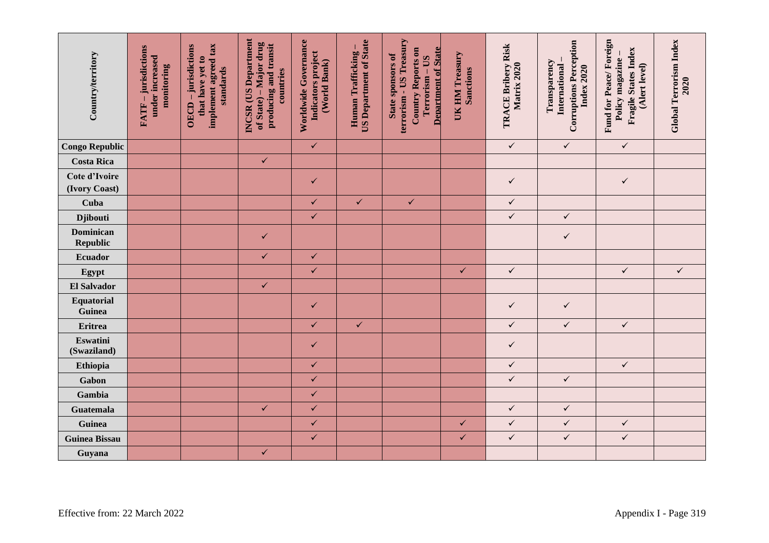| Country/territory | FATF – jurisdictions under increased monitoring | OECD – jurisdictions that have yet to implement agreed tax standards | INCSR (US Department of State) – Major drug producing and transit countries | Worldwide Governance Indicators project (World Bank) | Human Trafficking – US Department of State | State sponsors of terrorism - US Treasury Country Reports on Terrorism – US Department of State | UK HM Treasury Sanctions | TRACE Bribery Risk Matrix 2020 | Transparency International – Corruptions Perception Index 2020 | Fund for Peace/ Foreign Policy magazine – Fragile States Index (Alert level) | Global Terrorism Index 2020 |
|---|---|---|---|---|---|---|---|---|---|---|---|
| **Congo Republic** | | | | ✓ | | | | ✓ | ✓ | ✓ | |
| **Costa Rica** | | | ✓ | | | | | | | | |
| **Cote d'Ivoire (Ivory Coast)** | | | | ✓ | | | | ✓ | | ✓ | |
| **Cuba** | | | | ✓ | ✓ | ✓ | | ✓ | | | |
| **Djibouti** | | | | ✓ | | | | ✓ | ✓ | | |
| **Dominican Republic** | | | ✓ | | | | | | ✓ | | |
| **Ecuador** | | | ✓ | ✓ | | | | | | | |
| **Egypt** | | | | ✓ | | | ✓ | ✓ | | ✓ | ✓ |
| **El Salvador** | | | ✓ | | | | | | | | |
| **Equatorial Guinea** | | | | ✓ | | | | ✓ | ✓ | | |
| **Eritrea** | | | | ✓ | ✓ | | | ✓ | ✓ | ✓ | |
| **Eswatini (Swaziland)** | | | | ✓ | | | | ✓ | | | |
| **Ethiopia** | | | | ✓ | | | | ✓ | | ✓ | |
| **Gabon** | | | | ✓ | | | | ✓ | ✓ | | |
| **Gambia** | | | | ✓ | | | | | | | |
| **Guatemala** | | | ✓ | ✓ | | | | ✓ | ✓ | | |
| **Guinea** | | | | ✓ | | | ✓ | ✓ | ✓ | ✓ | |
| **Guinea Bissau** | | | | ✓ | | | ✓ | ✓ | ✓ | ✓ | |
| **Guyana** | | | ✓ | | | | | | | | |

Effective from: 22 March 2022

Appendix I - Page 319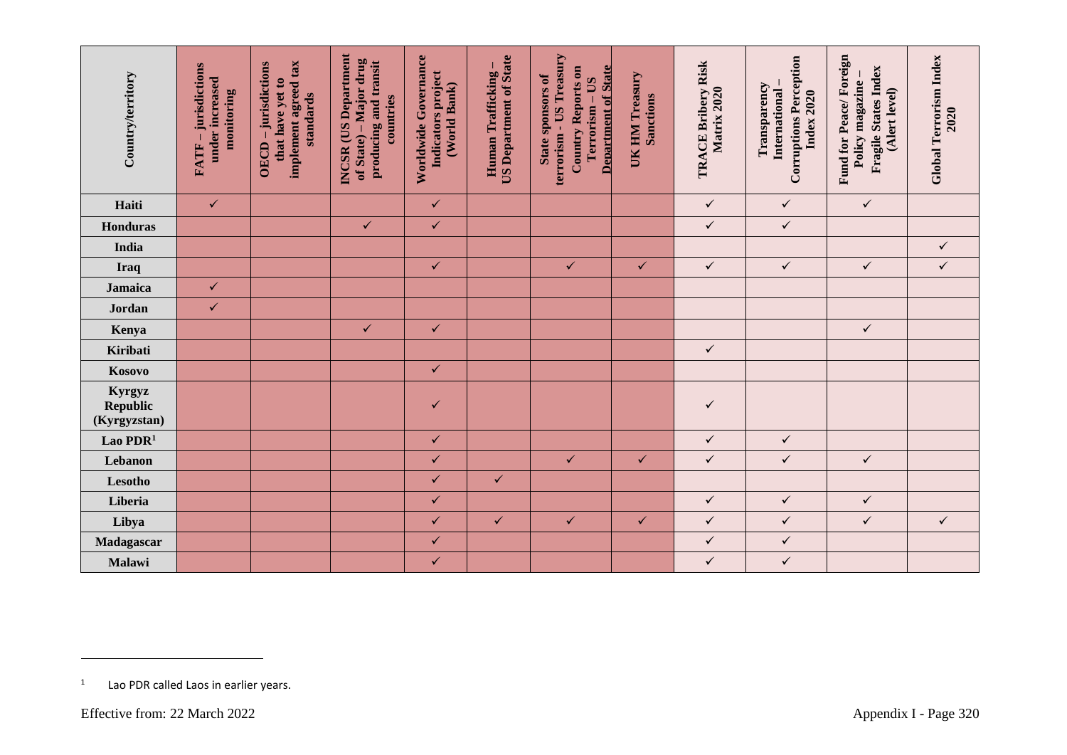| Country/territory | FATF – jurisdictions under increased monitoring | OECD – jurisdictions that have yet to implement agreed tax standards | INCSR (US Department of State) – Major drug producing and transit countries | Worldwide Governance Indicators project (World Bank) | Human Trafficking – US Department of State | State sponsors of terrorism - US Treasury Country Reports on Terrorism – US Department of State | UK HM Treasury Sanctions | TRACE Bribery Risk Matrix 2020 | Transparency International – Corruptions Perception Index 2020 | Fund for Peace/ Foreign Policy magazine – Fragile States Index (Alert level) | Global Terrorism Index 2020 |
|---|---|---|---|---|---|---|---|---|---|---|---|
| **Haiti** | ✓ | | | ✓ | | | | ✓ | ✓ | ✓ | |
| **Honduras** | | | ✓ | ✓ | | | | ✓ | ✓ | | |
| **India** | | | | | | | | | | | ✓ |
| **Iraq** | | | | ✓ | | ✓ | ✓ | ✓ | ✓ | ✓ | ✓ |
| **Jamaica** | ✓ | | | | | | | | | | |
| **Jordan** | ✓ | | | | | | | | | | |
| **Kenya** | | | ✓ | ✓ | | | | | | ✓ | |
| **Kiribati** | | | | | | | | ✓ | | | |
| **Kosovo** | | | | ✓ | | | | | | | |
| **Kyrgyz Republic (Kyrgyzstan)** | | | | ✓ | | | | ✓ | | | |
| **Lao PDR**[1] | | | | ✓ | | | | ✓ | ✓ | | |
| **Lebanon** | | | | ✓ | | ✓ | ✓ | ✓ | ✓ | ✓ | |
| **Lesotho** | | | | ✓ | ✓ | | | | | | |
| **Liberia** | | | | ✓ | | | | ✓ | ✓ | ✓ | |
| **Libya** | | | | ✓ | ✓ | ✓ | ✓ | ✓ | ✓ | ✓ | ✓ |
| **Madagascar** | | | | ✓ | | | | ✓ | ✓ | | |
| **Malawi** | | | | ✓ | | | | ✓ | ✓ | | |

[1] Lao PDR called Laos in earlier years.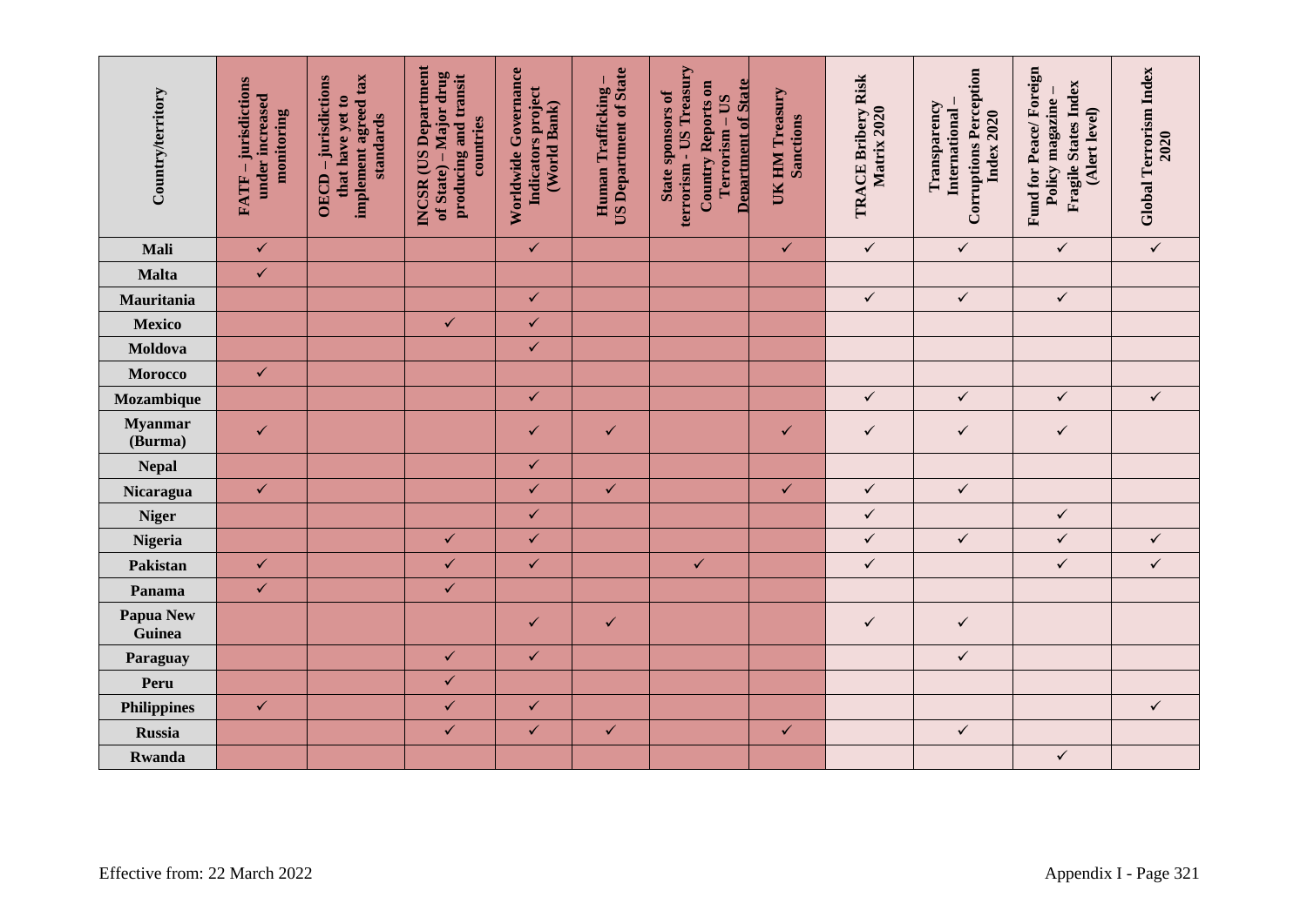| Country/territory | FATF – jurisdictions under increased monitoring | OECD – jurisdictions that have yet to implement agreed tax standards | INCSR (US Department of State) – Major drug producing and transit countries | Worldwide Governance Indicators project (World Bank) | Human Trafficking – US Department of State | State sponsors of terrorism - US Treasury Country Reports on Terrorism – US Department of State | UK HM Treasury Sanctions | TRACE Bribery Risk Matrix 2020 | Transparency International – Corruptions Perception Index 2020 | Fund for Peace/ Foreign Policy magazine – Fragile States Index (Alert level) | Global Terrorism Index 2020 |
|---|---|---|---|---|---|---|---|---|---|---|---|
| **Mali** | ✓ | | | ✓ | | | ✓ | ✓ | ✓ | ✓ | ✓ |
| **Malta** | ✓ | | | | | | | | | | |
| **Mauritania** | | | | ✓ | | | | ✓ | ✓ | ✓ | |
| **Mexico** | | | ✓ | ✓ | | | | | | | |
| **Moldova** | | | | ✓ | | | | | | | |
| **Morocco** | ✓ | | | | | | | | | | |
| **Mozambique** | | | | ✓ | | | | ✓ | ✓ | ✓ | ✓ |
| **Myanmar (Burma)** | ✓ | | | ✓ | ✓ | | ✓ | ✓ | ✓ | ✓ | |
| **Nepal** | | | | ✓ | | | | | | | |
| **Nicaragua** | ✓ | | | ✓ | ✓ | | ✓ | ✓ | ✓ | | |
| **Niger** | | | | ✓ | | | | ✓ | | ✓ | |
| **Nigeria** | | | ✓ | ✓ | | | | ✓ | ✓ | ✓ | ✓ |
| **Pakistan** | ✓ | | ✓ | ✓ | | ✓ | | ✓ | | ✓ | ✓ |
| **Panama** | ✓ | | ✓ | | | | | | | | |
| **Papua New Guinea** | | | | ✓ | ✓ | | | ✓ | ✓ | | |
| **Paraguay** | | | ✓ | ✓ | | | | | ✓ | | |
| **Peru** | | | ✓ | | | | | | | | |
| **Philippines** | ✓ | | ✓ | ✓ | | | | | | | ✓ |
| **Russia** | | | ✓ | ✓ | ✓ | | ✓ | | ✓ | | |
| **Rwanda** | | | | | | | | | | ✓ | |

Effective from: 22 March 2022

Appendix I - Page 321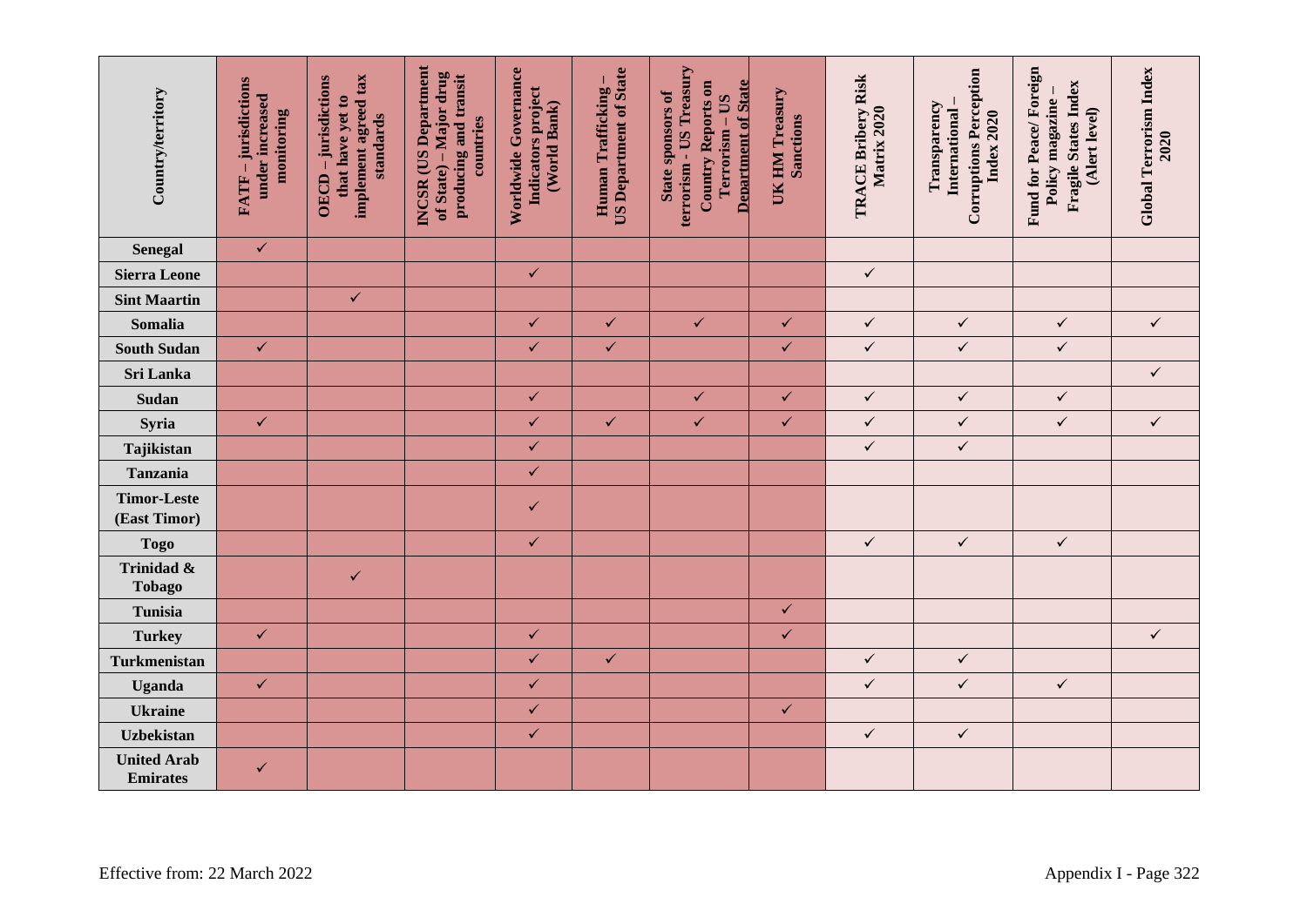| Country/territory | FATF – jurisdictions under increased monitoring | OECD – jurisdictions that have yet to implement agreed tax standards | INCSR (US Department of State) – Major drug producing and transit countries | Worldwide Governance Indicators project (World Bank) | Human Trafficking – US Department of State | State sponsors of terrorism - US Treasury Country Reports on Terrorism – US Department of State | UK HM Treasury Sanctions | TRACE Bribery Risk Matrix 2020 | Transparency International – Corruptions Perception Index 2020 | Fund for Peace/ Foreign Policy magazine – Fragile States Index (Alert level) | Global Terrorism Index 2020 |
|---|---|---|---|---|---|---|---|---|---|---|---|
| **Senegal** | ✓ | | | | | | | | | | |
| **Sierra Leone** | | | | ✓ | | | | ✓ | | | |
| **Sint Maartin** | | ✓ | | | | | | | | | |
| **Somalia** | | | | ✓ | ✓ | ✓ | ✓ | ✓ | ✓ | ✓ | ✓ |
| **South Sudan** | ✓ | | | ✓ | ✓ | | ✓ | ✓ | ✓ | ✓ | |
| **Sri Lanka** | | | | | | | | | | | ✓ |
| **Sudan** | | | | ✓ | | ✓ | ✓ | ✓ | ✓ | ✓ | |
| **Syria** | ✓ | | | ✓ | ✓ | ✓ | ✓ | ✓ | ✓ | ✓ | ✓ |
| **Tajikistan** | | | | ✓ | | | | ✓ | ✓ | | |
| **Tanzania** | | | | ✓ | | | | | | | |
| **Timor-Leste (East Timor)** | | | | ✓ | | | | | | | |
| **Togo** | | | | ✓ | | | | ✓ | ✓ | ✓ | |
| **Trinidad & Tobago** | | ✓ | | | | | | | | | |
| **Tunisia** | | | | | | | ✓ | | | | |
| **Turkey** | ✓ | | | ✓ | | | ✓ | | | | ✓ |
| **Turkmenistan** | | | | ✓ | ✓ | | | ✓ | ✓ | | |
| **Uganda** | ✓ | | | ✓ | | | | ✓ | ✓ | ✓ | |
| **Ukraine** | | | | ✓ | | | ✓ | | | | |
| **Uzbekistan** | | | | ✓ | | | | ✓ | ✓ | | |
| **United Arab Emirates** | ✓ | | | | | | | | | | |

Effective from: 22 March 2022

Appendix I - Page 322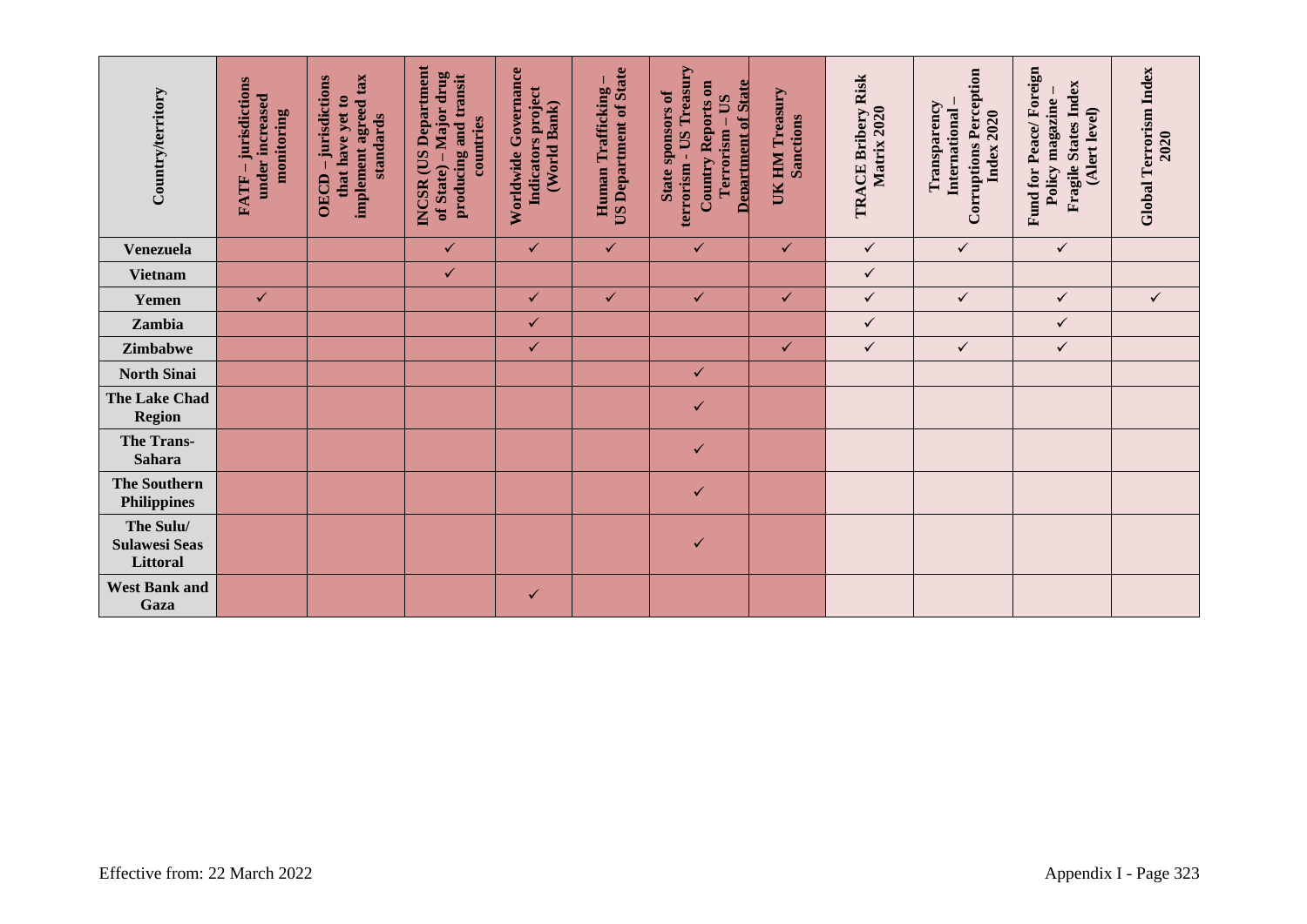| Country/territory | FATF – jurisdictions under increased monitoring | OECD – jurisdictions that have yet to implement agreed tax standards | INCSR (US Department of State) – Major drug producing and transit countries | Worldwide Governance Indicators project (World Bank) | Human Trafficking – US Department of State | State sponsors of terrorism - US Treasury Country Reports on Terrorism – US Department of State | UK HM Treasury Sanctions | TRACE Bribery Risk Matrix 2020 | Transparency International – Corruptions Perception Index 2020 | Fund for Peace/ Foreign Policy magazine – Fragile States Index (Alert level) | Global Terrorism Index 2020 |
|---|---|---|---|---|---|---|---|---|---|---|---|
| **Venezuela** | | | ✓ | ✓ | ✓ | ✓ | ✓ | ✓ | ✓ | ✓ | |
| **Vietnam** | | | ✓ | | | | | ✓ | | | |
| **Yemen** | ✓ | | | ✓ | ✓ | ✓ | ✓ | ✓ | ✓ | ✓ | ✓ |
| **Zambia** | | | | ✓ | | | | ✓ | | ✓ | |
| **Zimbabwe** | | | | ✓ | | | ✓ | ✓ | ✓ | ✓ | |
| **North Sinai** | | | | | | ✓ | | | | | |
| **The Lake Chad Region** | | | | | | ✓ | | | | | |
| **The Trans-Sahara** | | | | | | ✓ | | | | | |
| **The Southern Philippines** | | | | | | ✓ | | | | | |
| **The Sulu/ Sulawesi Seas Littoral** | | | | | | ✓ | | | | | |
| **West Bank and Gaza** | | | | ✓ | | | | | | | |

Effective from: 22 March 2022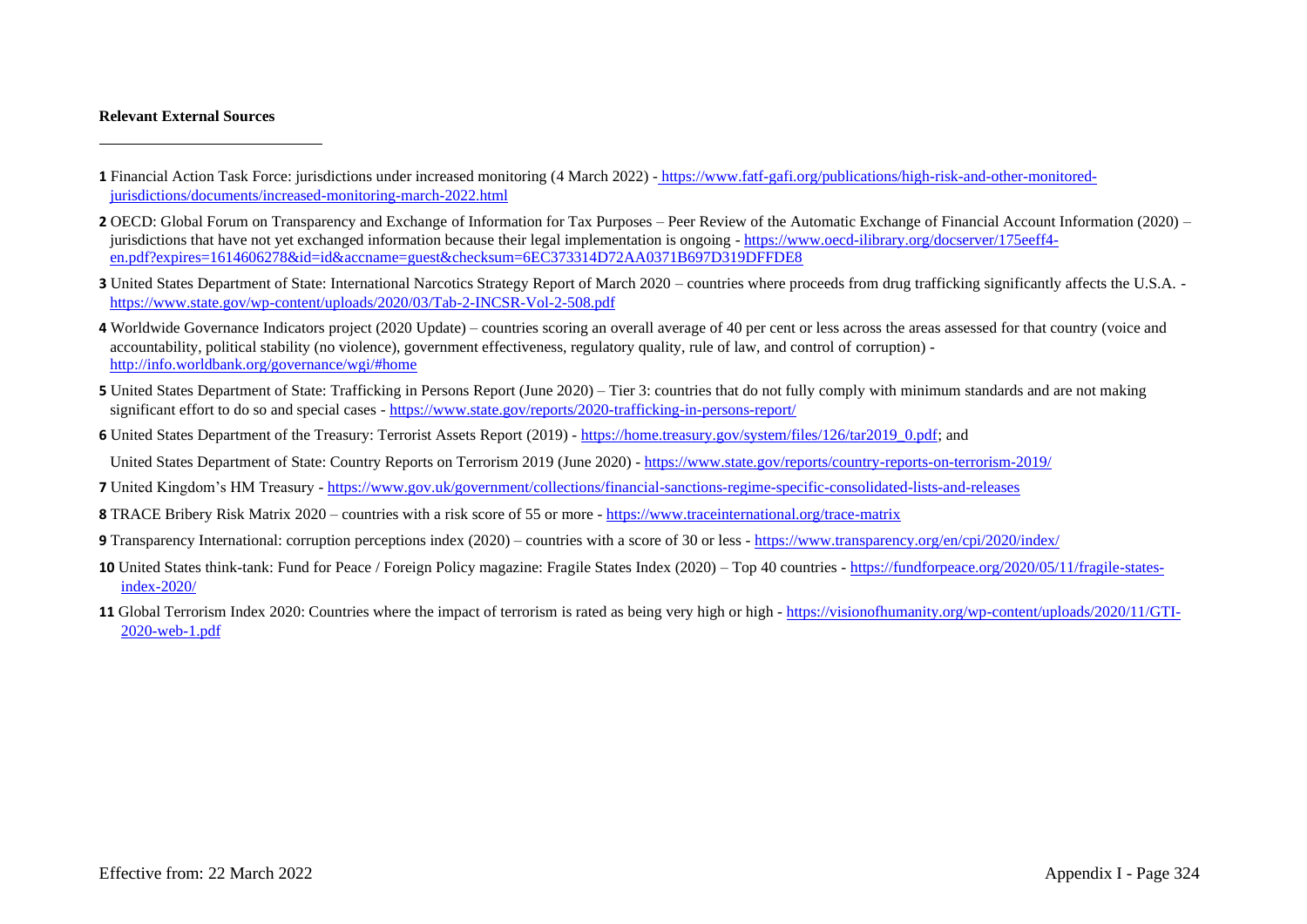**Relevant External Sources**

**1** Financial Action Task Force: jurisdictions under increased monitoring (4 March 2022) - https://www.fatf-gafi.org/publications/high-risk-and-other-monitored-jurisdictions/documents/increased-monitoring-march-2022.html

**2** OECD: Global Forum on Transparency and Exchange of Information for Tax Purposes – Peer Review of the Automatic Exchange of Financial Account Information (2020) – jurisdictions that have not yet exchanged information because their legal implementation is ongoing - https://www.oecd-ilibrary.org/docserver/175eeff4-en.pdf?expires=1614606278&id=id&accname=guest&checksum=6EC373314D72AA0371B697D319DFFDE8

**3** United States Department of State: International Narcotics Strategy Report of March 2020 – countries where proceeds from drug trafficking significantly affects the U.S.A. - https://www.state.gov/wp-content/uploads/2020/03/Tab-2-INCSR-Vol-2-508.pdf

**4** Worldwide Governance Indicators project (2020 Update) – countries scoring an overall average of 40 per cent or less across the areas assessed for that country (voice and accountability, political stability (no violence), government effectiveness, regulatory quality, rule of law, and control of corruption) - http://info.worldbank.org/governance/wgi/#home

**5** United States Department of State: Trafficking in Persons Report (June 2020) – Tier 3: countries that do not fully comply with minimum standards and are not making significant effort to do so and special cases - https://www.state.gov/reports/2020-trafficking-in-persons-report/

**6** United States Department of the Treasury: Terrorist Assets Report (2019) - https://home.treasury.gov/system/files/126/tar2019_0.pdf; and

United States Department of State: Country Reports on Terrorism 2019 (June 2020) - https://www.state.gov/reports/country-reports-on-terrorism-2019/

**7** United Kingdom's HM Treasury - https://www.gov.uk/government/collections/financial-sanctions-regime-specific-consolidated-lists-and-releases

**8** TRACE Bribery Risk Matrix 2020 – countries with a risk score of 55 or more - https://www.traceinternational.org/trace-matrix

**9** Transparency International: corruption perceptions index (2020) – countries with a score of 30 or less - https://www.transparency.org/en/cpi/2020/index/

**10** United States think-tank: Fund for Peace / Foreign Policy magazine: Fragile States Index (2020) – Top 40 countries - https://fundforpeace.org/2020/05/11/fragile-states-index-2020/

**11** Global Terrorism Index 2020: Countries where the impact of terrorism is rated as being very high or high - https://visionofhumanity.org/wp-content/uploads/2020/11/GTI-2020-web-1.pdf

Effective from: 22 March 2022